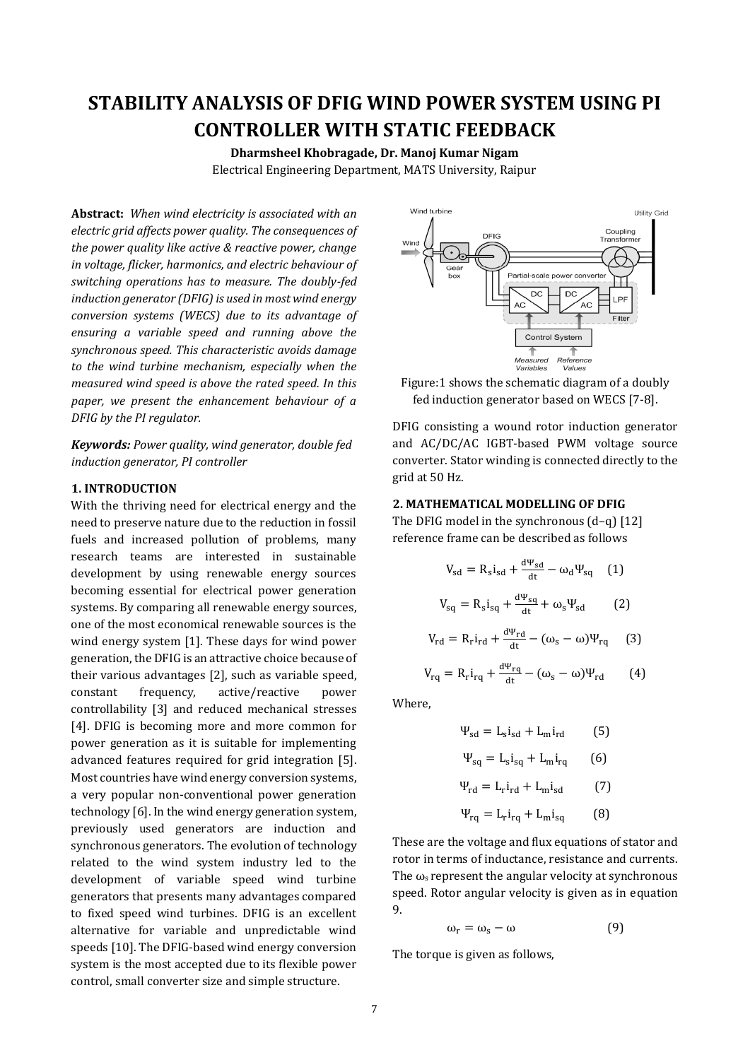# STABILITY ANALYSIS OF DFIG WIND POWER SYSTEM USING PI CONTROLLER WITH STATIC FEEDBACK

**Dharmsheel Khobragade, Dr. Manoj Kumar Nigam**

Electrical Engineering Department, MATS University, Raipur

**Abstract:** *When wind electricity is associated with an electric grid affects power quality. The consequences of the power quality like active & reactive power, change in voltage, flicker, harmonics, and electric behaviour of switching operations has to measure. The doubly-fed induction generator (DFIG) is used in most wind energy conversion systems (WECS) due to its advantage of ensuring a variable speed and running above the synchronous speed. This characteristic avoids damage to the wind turbine mechanism, especially when the measured wind speed is above the rated speed. In this paper, we present the enhancement behaviour of a DFIG by the PI regulator.*

***Keywords:*** *Power quality, wind generator, double fed induction generator, PI controller*

## 1. INTRODUCTION

With the thriving need for electrical energy and the need to preserve nature due to the reduction in fossil fuels and increased pollution of problems, many research teams are interested in sustainable development by using renewable energy sources becoming essential for electrical power generation systems. By comparing all renewable energy sources, one of the most economical renewable sources is the wind energy system [1]. These days for wind power generation, the DFIG is an attractive choice because of their various advantages [2], such as variable speed, constant frequency, active/reactive power controllability [3] and reduced mechanical stresses [4]. DFIG is becoming more and more common for power generation as it is suitable for implementing advanced features required for grid integration [5]. Most countries have wind energy conversion systems, a very popular non-conventional power generation technology [6]. In the wind energy generation system, previously used generators are induction and synchronous generators. The evolution of technology related to the wind system industry led to the development of variable speed wind turbine generators that presents many advantages compared to fixed speed wind turbines. DFIG is an excellent alternative for variable and unpredictable wind speeds [10]. The DFIG-based wind energy conversion system is the most accepted due to its flexible power control, small converter size and simple structure.

Figure:1 shows the schematic diagram of a doubly fed induction generator based on WECS [7-8].

DFIG consisting a wound rotor induction generator and AC/DC/AC IGBT-based PWM voltage source converter. Stator winding is connected directly to the grid at 50 Hz.

## 2. MATHEMATICAL MODELLING OF DFIG

The DFIG model in the synchronous (d–q) [12] reference frame can be described as follows

$$V_{sd} = R_s i_{sd} + \frac{d\Psi_{sd}}{dt} - \omega_d \Psi_{sq} \quad (1)$$

$$V_{sq} = R_s i_{sq} + \frac{d\Psi_{sq}}{dt} + \omega_s \Psi_{sd} \quad (2)$$

$$V_{rd} = R_r i_{rd} + \frac{d\Psi_{rd}}{dt} - (\omega_s - \omega)\Psi_{rq} \quad (3)$$

$$V_{rq} = R_r i_{rq} + \frac{d\Psi_{rq}}{dt} - (\omega_s - \omega)\Psi_{rd} \quad (4)$$

Where,

$$\Psi_{sd} = L_s i_{sd} + L_m i_{rd} \quad (5)$$

$$\Psi_{sq} = L_s i_{sq} + L_m i_{rq} \quad (6)$$

$$\Psi_{rd} = L_r i_{rd} + L_m i_{sd} \quad (7)$$

$$\Psi_{rq} = L_r i_{rq} + L_m i_{sq} \quad (8)$$

These are the voltage and flux equations of stator and rotor in terms of inductance, resistance and currents. The $\omega_s$ represent the angular velocity at synchronous speed. Rotor angular velocity is given as in equation 9.

$$\omega_r = \omega_s - \omega \quad (9)$$

The torque is given as follows,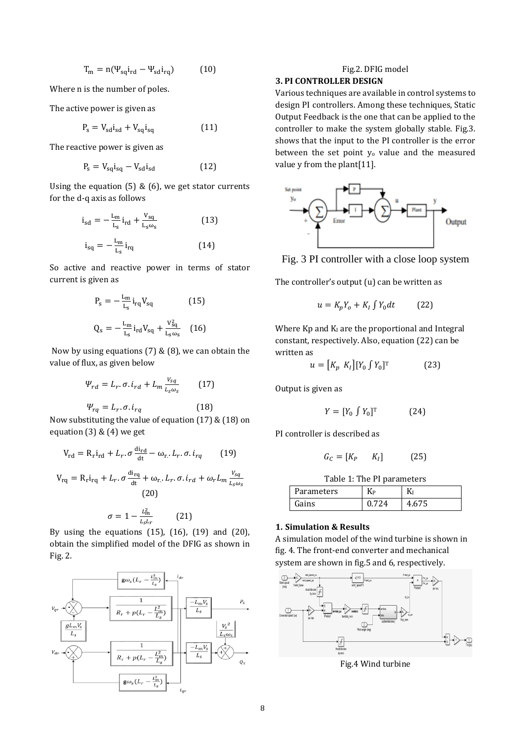$$T_m = n(\Psi_{sq} i_{rd} - \Psi_{sd} i_{rq}) \qquad (10)$$

Where n is the number of poles.

The active power is given as

$$P_s = V_{sd} i_{sd} + V_{sq} i_{sq} \qquad (11)$$

The reactive power is given as

$$P_s = V_{sq} i_{sq} - V_{sd} i_{sd} \qquad (12)$$

Using the equation (5) & (6), we get stator currents for the d-q axis as follows

$$i_{sd} = -\frac{L_m}{L_s} i_{rd} + \frac{V_{sq}}{L_s \omega_s} \qquad (13)$$

$$i_{sq} = -\frac{L_m}{L_s} i_{rq} \qquad (14)$$

So active and reactive power in terms of stator current is given as

$$P_s = -\frac{L_m}{L_s} i_{rq} V_{sq} \qquad (15)$$

$$Q_s = -\frac{L_m}{L_s} i_{rd} V_{sq} + \frac{V_{sq}^2}{L_s \omega_s} \qquad (16)$$

Now by using equations (7) & (8), we can obtain the value of flux, as given below

$$\Psi_{rd} = L_r . \sigma . i_{rd} + L_m \frac{V_{sq}}{L_s \omega_s} \qquad (17)$$

$$\Psi_{rq} = L_r . \sigma . i_{rq} \qquad (18)$$

Now substituting the value of equation (17) & (18) on equation (3) & (4) we get

$$V_{rd} = R_r i_{rd} + L_r . \sigma \frac{di_{rd}}{dt} - \omega_r . L_r . \sigma . i_{rq} \qquad (19)$$

$$V_{rq} = R_r i_{rq} + L_r . \sigma \frac{di_{rq}}{dt} + \omega_r . L_r . \sigma . i_{rd} + \omega_r L_m \frac{V_{sq}}{L_s \omega_s} \qquad (20)$$

$$\sigma = 1 - \frac{L_m^2}{L_s L_r} \qquad (21)$$

By using the equations (15), (16), (19) and (20), obtain the simplified model of the DFIG as shown in Fig. 2.

Fig.2. DFIG model

## 3. PI CONTROLLER DESIGN

Various techniques are available in control systems to design PI controllers. Among these techniques, Static Output Feedback is the one that can be applied to the controller to make the system globally stable. Fig.3. shows that the input to the PI controller is the error between the set point $y_o$ value and the measured value y from the plant[11].

Fig. 3 PI controller with a close loop system

The controller's output (u) can be written as

$$u = K_p Y_o + K_I \int Y_0 dt \qquad (22)$$

Where Kp and $K_I$ are the proportional and Integral constant, respectively. Also, equation (22) can be written as

$$u = [K_p \;\; K_I][Y_0 \int Y_0]^T \qquad (23)$$

Output is given as

$$Y = [Y_0 \int Y_0]^T \qquad (24)$$

PI controller is described as

$$G_C = [K_P \quad K_I] \qquad (25)$$

Table 1: The PI parameters

| Parameters | $K_P$ | $K_I$ |
| --- | --- | --- |
| Gains | 0.724 | 4.675 |

## 1. Simulation & Results

A simulation model of the wind turbine is shown in fig. 4. The front-end converter and mechanical system are shown in fig.5 and 6, respectively.

Fig.4 Wind turbine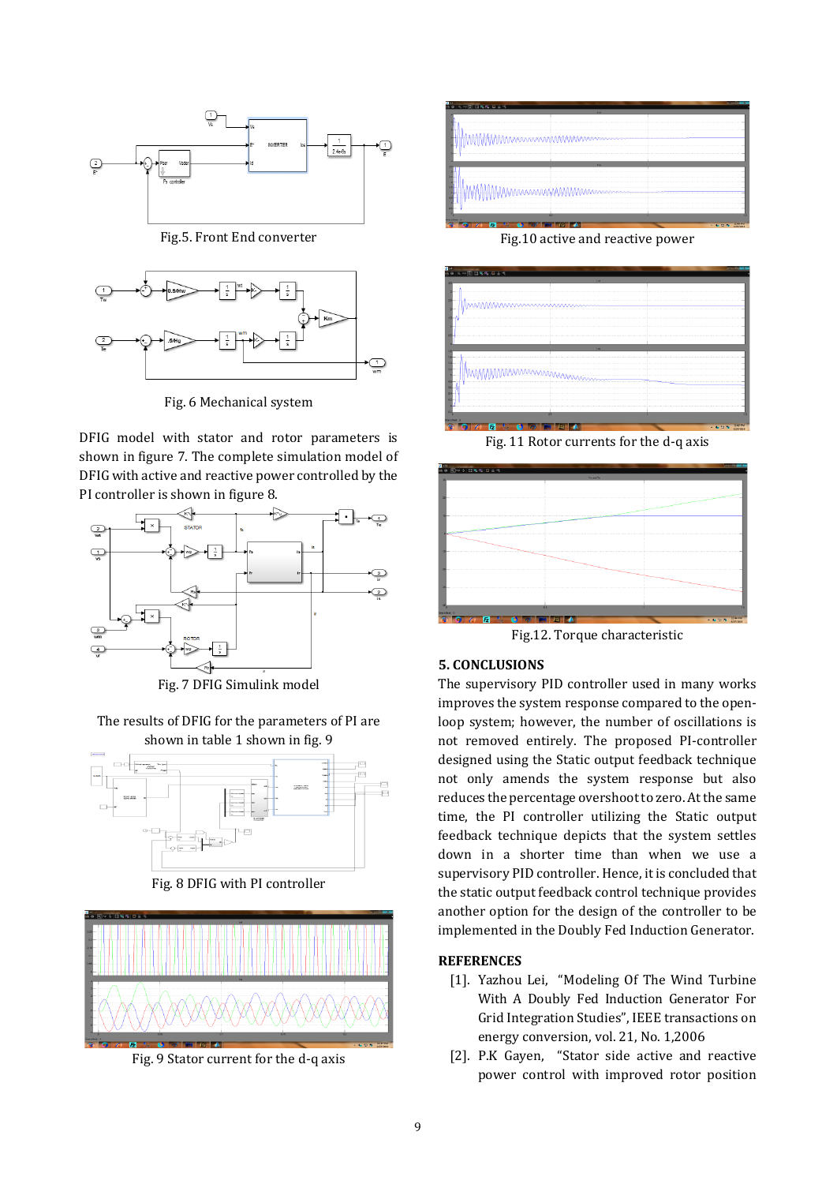Fig.5. Front End converter

Fig. 6 Mechanical system

DFIG model with stator and rotor parameters is shown in figure 7. The complete simulation model of DFIG with active and reactive power controlled by the PI controller is shown in figure 8.

Fig. 7 DFIG Simulink model

The results of DFIG for the parameters of PI are shown in table 1 shown in fig. 9

Fig. 8 DFIG with PI controller

Fig. 9 Stator current for the d-q axis

Fig.10 active and reactive power

Fig. 11 Rotor currents for the d-q axis

Fig.12. Torque characteristic

## 5. CONCLUSIONS

The supervisory PID controller used in many works improves the system response compared to the open-loop system; however, the number of oscillations is not removed entirely. The proposed PI-controller designed using the Static output feedback technique not only amends the system response but also reduces the percentage overshoot to zero. At the same time, the PI controller utilizing the Static output feedback technique depicts that the system settles down in a shorter time than when we use a supervisory PID controller. Hence, it is concluded that the static output feedback control technique provides another option for the design of the controller to be implemented in the Doubly Fed Induction Generator.

## REFERENCES

[1]. Yazhou Lei, "Modeling Of The Wind Turbine With A Doubly Fed Induction Generator For Grid Integration Studies", IEEE transactions on energy conversion, vol. 21, No. 1,2006

[2]. P.K Gayen, "Stator side active and reactive power control with improved rotor position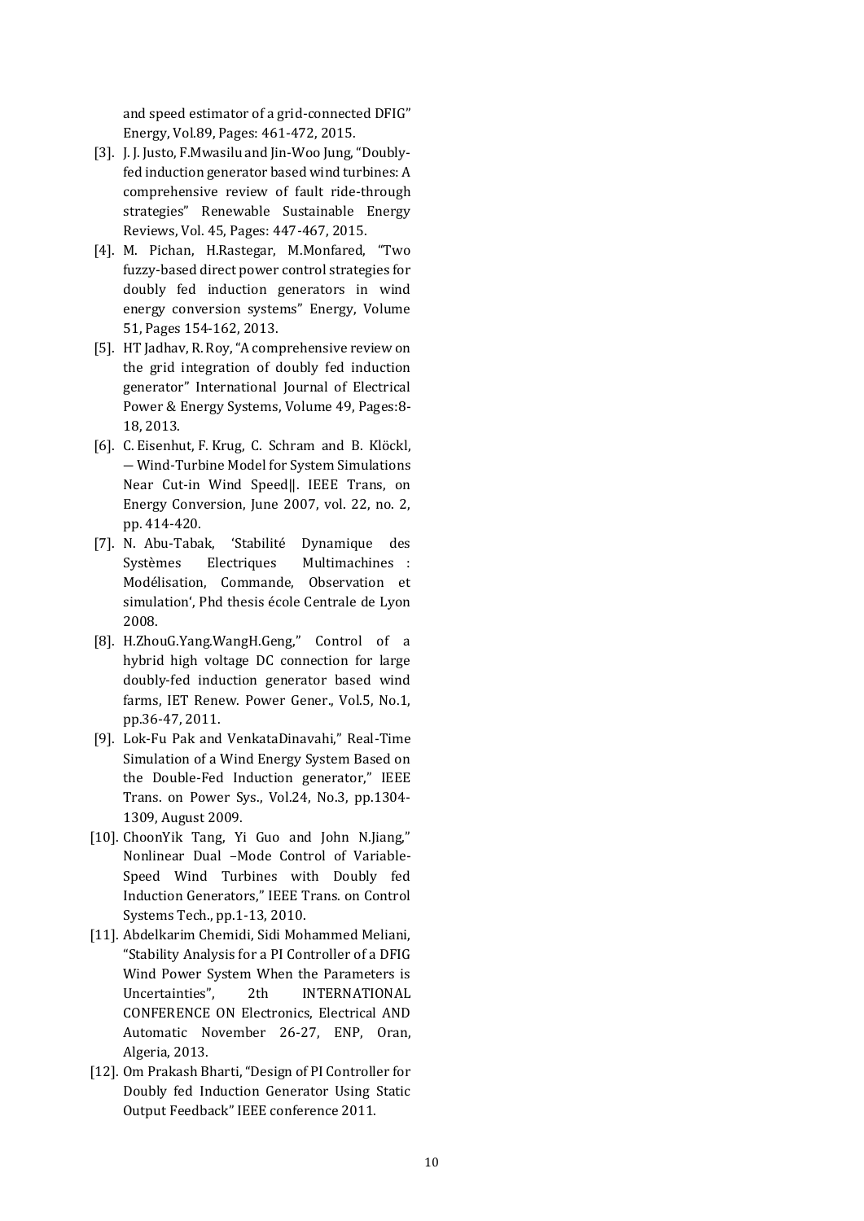and speed estimator of a grid-connected DFIG" Energy, Vol.89, Pages: 461-472, 2015.

[3]. J. J. Justo, F.Mwasilu and Jin-Woo Jung, "Doubly-fed induction generator based wind turbines: A comprehensive review of fault ride-through strategies" Renewable Sustainable Energy Reviews, Vol. 45, Pages: 447-467, 2015.

[4]. M. Pichan, H.Rastegar, M.Monfared, "Two fuzzy-based direct power control strategies for doubly fed induction generators in wind energy conversion systems" Energy, Volume 51, Pages 154-162, 2013.

[5]. HT Jadhav, R. Roy, "A comprehensive review on the grid integration of doubly fed induction generator" International Journal of Electrical Power & Energy Systems, Volume 49, Pages:8-18, 2013.

[6]. C. Eisenhut, F. Krug, C. Schram and B. Klöckl, ― Wind-Turbine Model for System Simulations Near Cut-in Wind Speed�||. IEEE Trans, on Energy Conversion, June 2007, vol. 22, no. 2, pp. 414-420.

[7]. N. Abu-Tabak, 'Stabilité Dynamique des Systèmes Electriques Multimachines : Modélisation, Commande, Observation et simulation', Phd thesis école Centrale de Lyon 2008.

[8]. H.ZhouG.Yang.WangH.Geng," Control of a hybrid high voltage DC connection for large doubly-fed induction generator based wind farms, IET Renew. Power Gener., Vol.5, No.1, pp.36-47, 2011.

[9]. Lok-Fu Pak and VenkataDinavahi," Real-Time Simulation of a Wind Energy System Based on the Double-Fed Induction generator," IEEE Trans. on Power Sys., Vol.24, No.3, pp.1304-1309, August 2009.

[10]. ChoonYik Tang, Yi Guo and John N.Jiang," Nonlinear Dual –Mode Control of Variable-Speed Wind Turbines with Doubly fed Induction Generators," IEEE Trans. on Control Systems Tech., pp.1-13, 2010.

[11]. Abdelkarim Chemidi, Sidi Mohammed Meliani, "Stability Analysis for a PI Controller of a DFIG Wind Power System When the Parameters is Uncertainties", 2th INTERNATIONAL CONFERENCE ON Electronics, Electrical AND Automatic November 26-27, ENP, Oran, Algeria, 2013.

[12]. Om Prakash Bharti, "Design of PI Controller for Doubly fed Induction Generator Using Static Output Feedback" IEEE conference 2011.